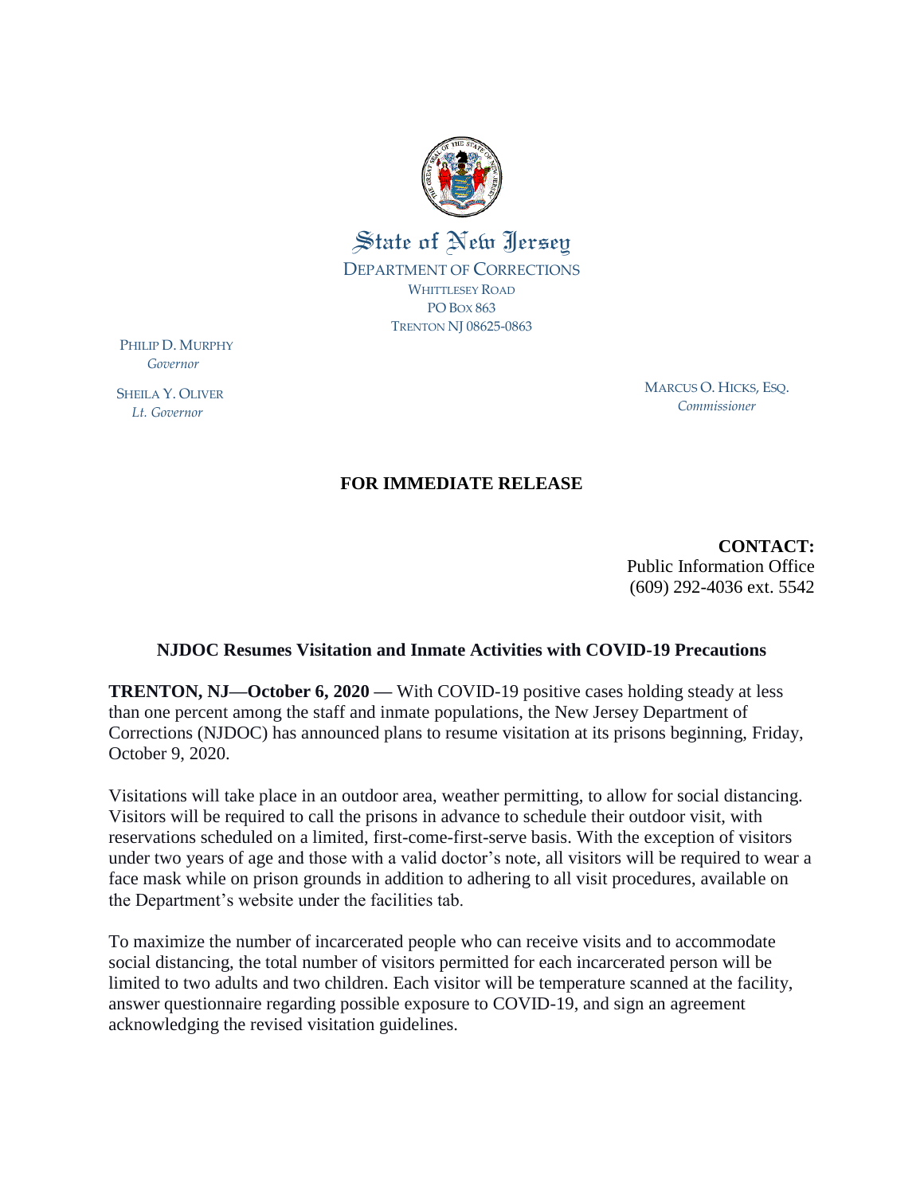State of New Jersey

DEPARTMENT OF CORRECTIONS
WHITTLESEY ROAD
PO BOX 863
TRENTON NJ 08625-0863

PHILIP D. MURPHY
*Governor*

SHEILA Y. OLIVER
*Lt. Governor*

MARCUS O. HICKS, ESQ.
*Commissioner*

**FOR IMMEDIATE RELEASE**

**CONTACT:**
Public Information Office
(609) 292-4036 ext. 5542

## NJDOC Resumes Visitation and Inmate Activities with COVID-19 Precautions

**TRENTON, NJ—October 6, 2020 —** With COVID-19 positive cases holding steady at less than one percent among the staff and inmate populations, the New Jersey Department of Corrections (NJDOC) has announced plans to resume visitation at its prisons beginning, Friday, October 9, 2020.

Visitations will take place in an outdoor area, weather permitting, to allow for social distancing. Visitors will be required to call the prisons in advance to schedule their outdoor visit, with reservations scheduled on a limited, first-come-first-serve basis. With the exception of visitors under two years of age and those with a valid doctor's note, all visitors will be required to wear a face mask while on prison grounds in addition to adhering to all visit procedures, available on the Department's website under the facilities tab.

To maximize the number of incarcerated people who can receive visits and to accommodate social distancing, the total number of visitors permitted for each incarcerated person will be limited to two adults and two children. Each visitor will be temperature scanned at the facility, answer questionnaire regarding possible exposure to COVID-19, and sign an agreement acknowledging the revised visitation guidelines.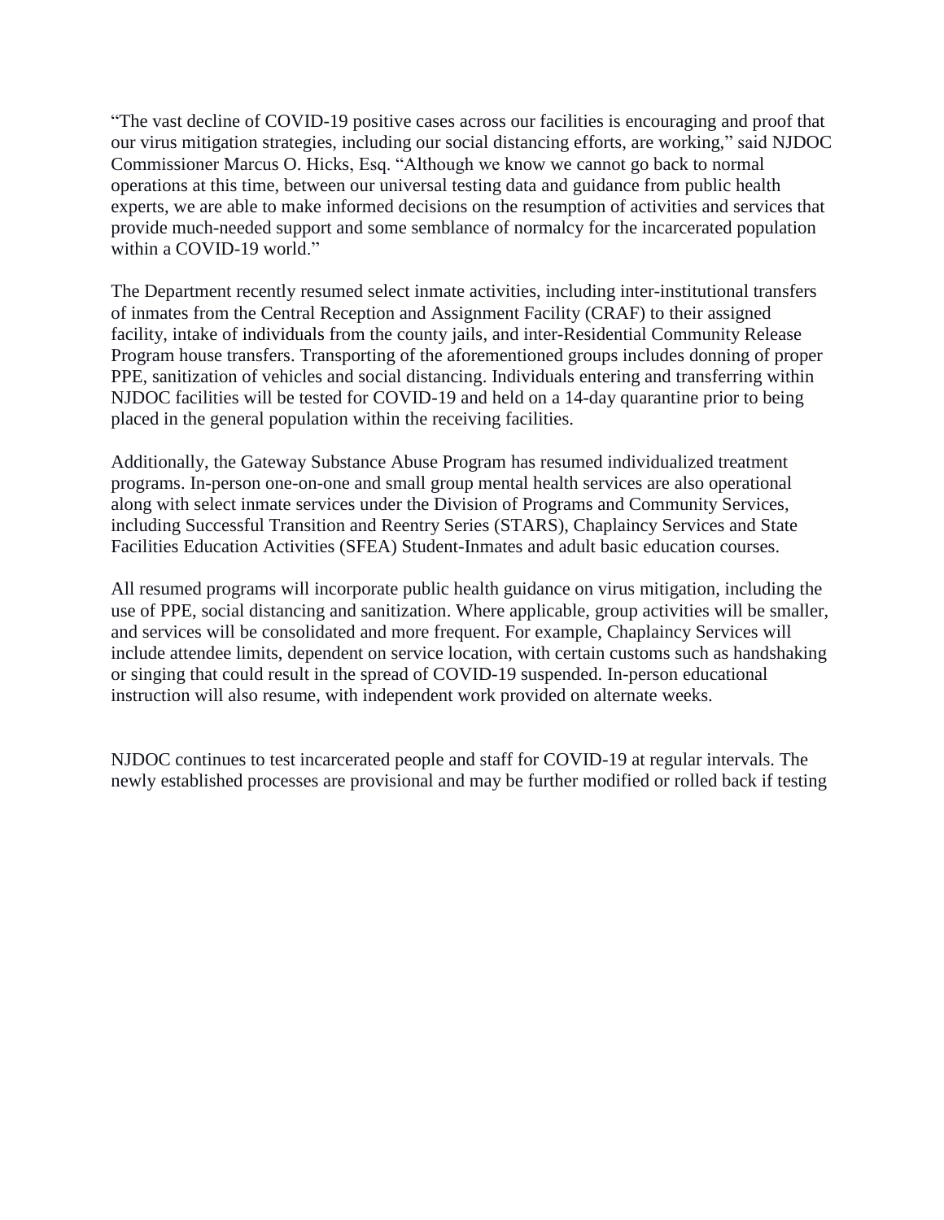"The vast decline of COVID-19 positive cases across our facilities is encouraging and proof that our virus mitigation strategies, including our social distancing efforts, are working," said NJDOC Commissioner Marcus O. Hicks, Esq. "Although we know we cannot go back to normal operations at this time, between our universal testing data and guidance from public health experts, we are able to make informed decisions on the resumption of activities and services that provide much-needed support and some semblance of normalcy for the incarcerated population within a COVID-19 world."

The Department recently resumed select inmate activities, including inter-institutional transfers of inmates from the Central Reception and Assignment Facility (CRAF) to their assigned facility, intake of individuals from the county jails, and inter-Residential Community Release Program house transfers. Transporting of the aforementioned groups includes donning of proper PPE, sanitization of vehicles and social distancing. Individuals entering and transferring within NJDOC facilities will be tested for COVID-19 and held on a 14-day quarantine prior to being placed in the general population within the receiving facilities.

Additionally, the Gateway Substance Abuse Program has resumed individualized treatment programs. In-person one-on-one and small group mental health services are also operational along with select inmate services under the Division of Programs and Community Services, including Successful Transition and Reentry Series (STARS), Chaplaincy Services and State Facilities Education Activities (SFEA) Student-Inmates and adult basic education courses.

All resumed programs will incorporate public health guidance on virus mitigation, including the use of PPE, social distancing and sanitization. Where applicable, group activities will be smaller, and services will be consolidated and more frequent. For example, Chaplaincy Services will include attendee limits, dependent on service location, with certain customs such as handshaking or singing that could result in the spread of COVID-19 suspended. In-person educational instruction will also resume, with independent work provided on alternate weeks.

NJDOC continues to test incarcerated people and staff for COVID-19 at regular intervals. The newly established processes are provisional and may be further modified or rolled back if testing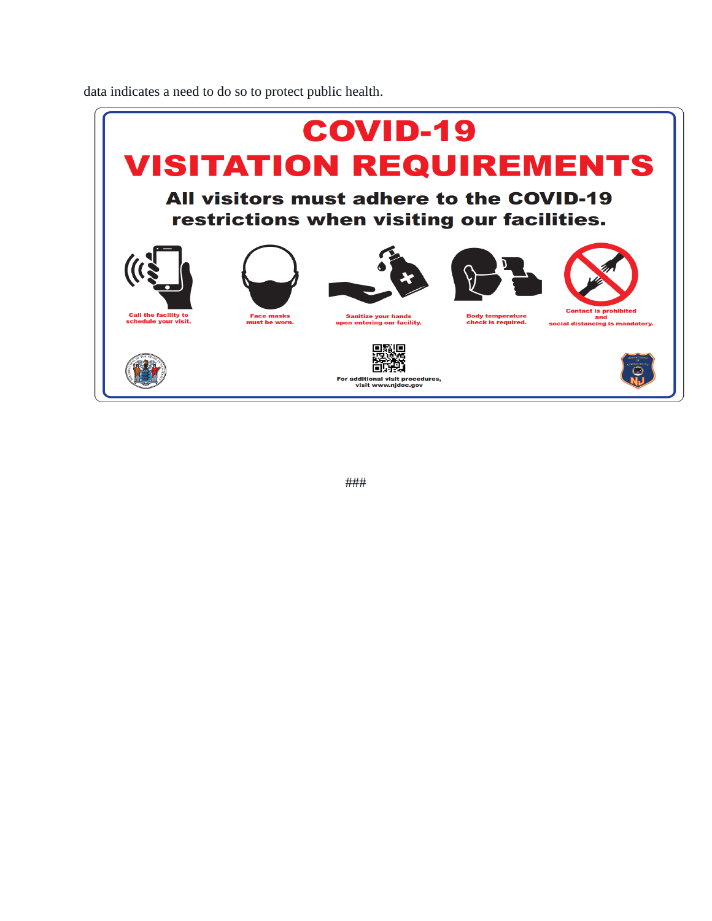data indicates a need to do so to protect public health.

# COVID-19 VISITATION REQUIREMENTS

**All visitors must adhere to the COVID-19 restrictions when visiting our facilities.**

Call the facility to schedule your visit.

Face masks must be worn.

Sanitize your hands upon entering our facility.

Body temperature check is required.

Contact is prohibited and social distancing is mandatory.

For additional visit procedures, visit www.njdoc.gov

###